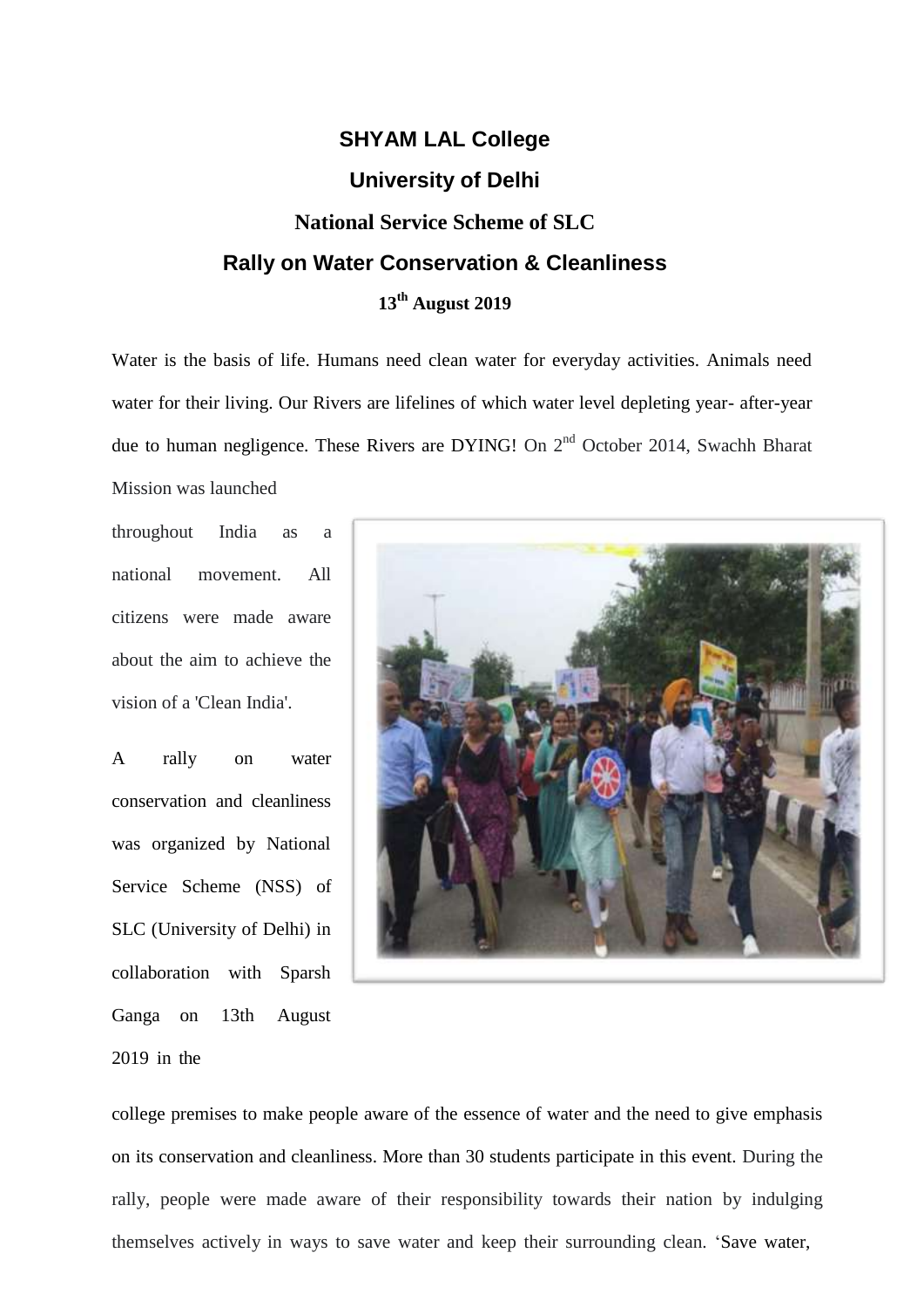# SHYAM LAL College

## University of Delhi

## National Service Scheme of SLC

## Rally on Water Conservation & Cleanliness

**13th August 2019**

Water is the basis of life. Humans need clean water for everyday activities. Animals need water for their living. Our Rivers are lifelines of which water level depleting year- after-year due to human negligence. These Rivers are DYING! On 2nd October 2014, Swachh Bharat Mission was launched throughout India as a national movement. All citizens were made aware about the aim to achieve the vision of a 'Clean India'.

A rally on water conservation and cleanliness was organized by National Service Scheme (NSS) of SLC (University of Delhi) in collaboration with Sparsh Ganga on 13th August 2019 in the college premises to make people aware of the essence of water and the need to give emphasis on its conservation and cleanliness. More than 30 students participate in this event. During the rally, people were made aware of their responsibility towards their nation by indulging themselves actively in ways to save water and keep their surrounding clean. 'Save water,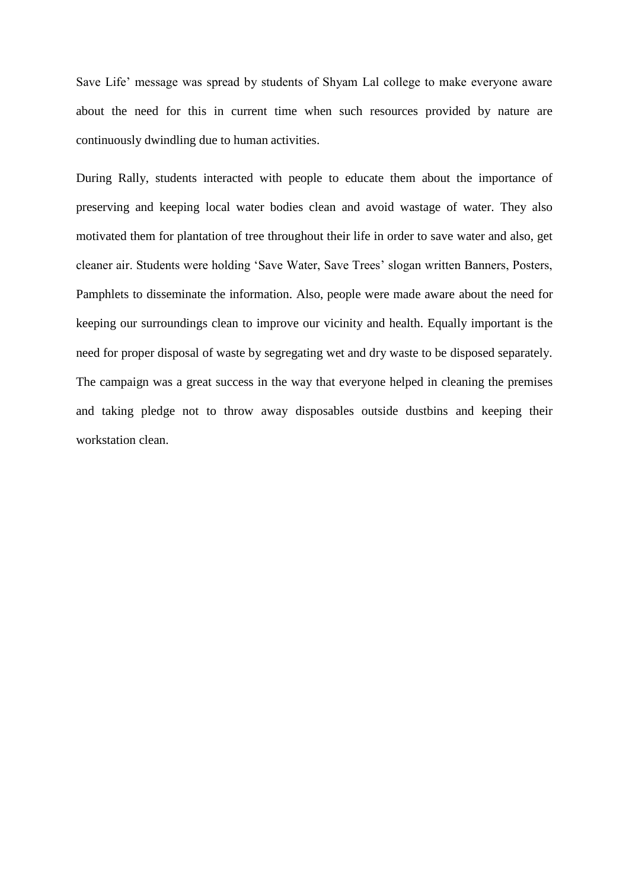Save Life' message was spread by students of Shyam Lal college to make everyone aware about the need for this in current time when such resources provided by nature are continuously dwindling due to human activities.

During Rally, students interacted with people to educate them about the importance of preserving and keeping local water bodies clean and avoid wastage of water. They also motivated them for plantation of tree throughout their life in order to save water and also, get cleaner air. Students were holding 'Save Water, Save Trees' slogan written Banners, Posters, Pamphlets to disseminate the information. Also, people were made aware about the need for keeping our surroundings clean to improve our vicinity and health. Equally important is the need for proper disposal of waste by segregating wet and dry waste to be disposed separately. The campaign was a great success in the way that everyone helped in cleaning the premises and taking pledge not to throw away disposables outside dustbins and keeping their workstation clean.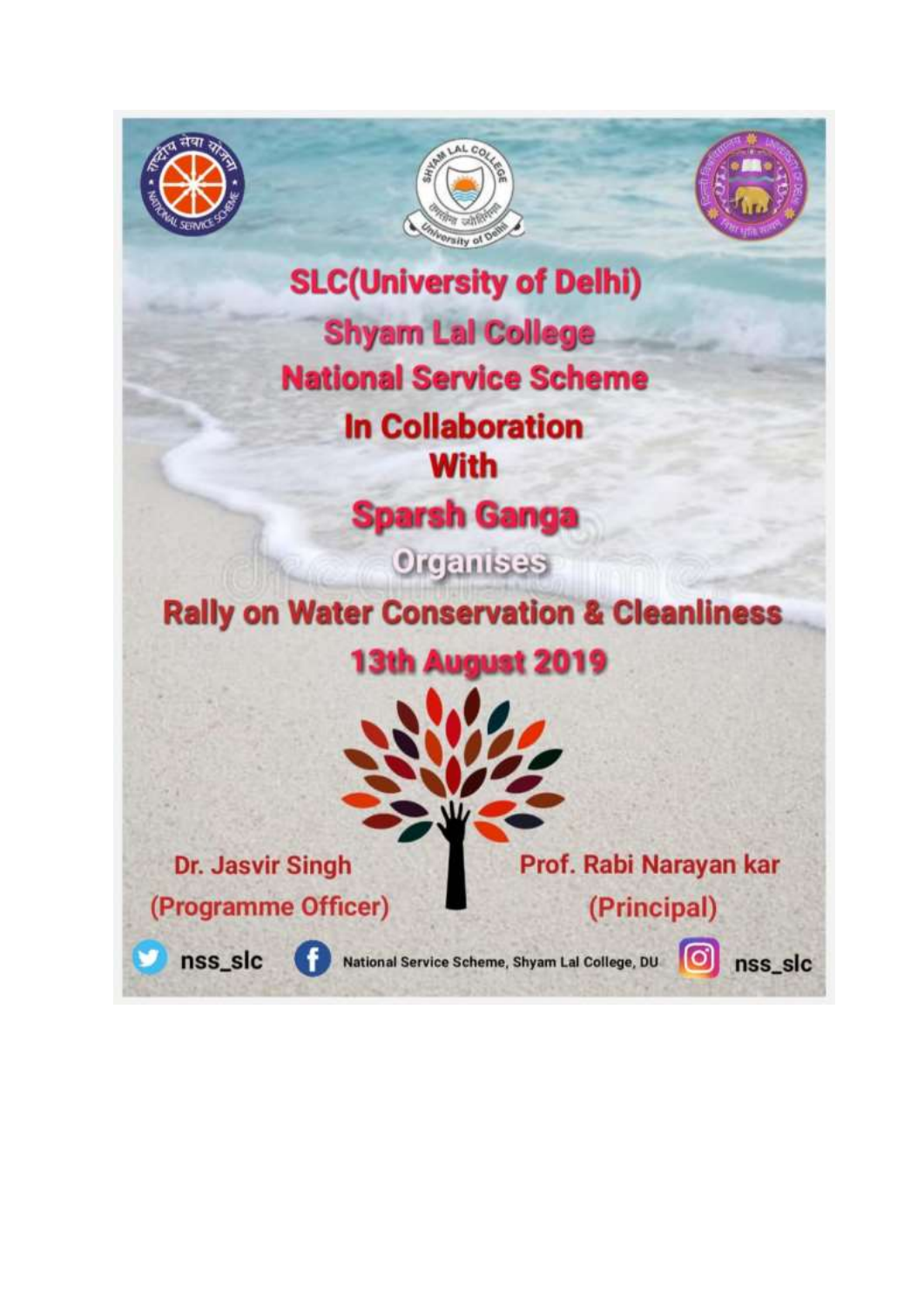# SLC(University of Delhi)

## Shyam Lal College

## National Service Scheme

## In Collaboration With

## Sparsh Ganga

## Organises

# Rally on Water Conservation & Cleanliness

## 13th August 2019

**Dr. Jasvir Singh**
**(Programme Officer)**

**Prof. Rabi Narayan kar**
**(Principal)**

nss_slc | National Service Scheme, Shyam Lal College, DU | nss_slc